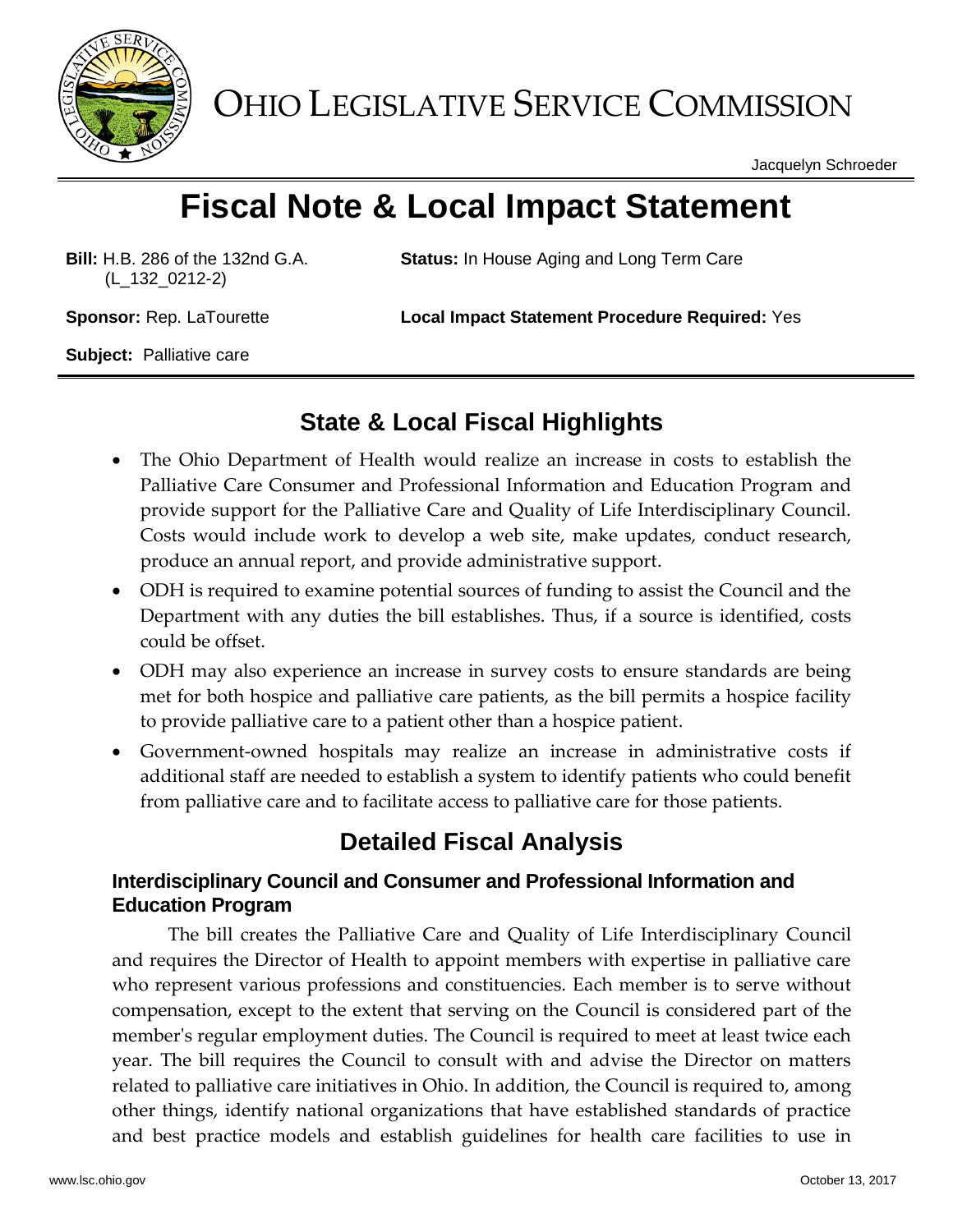# OHIO LEGISLATIVE SERVICE COMMISSION

Jacquelyn Schroeder

# Fiscal Note & Local Impact Statement

**Bill:** H.B. 286 of the 132nd G.A. (L_132_0212-2)

**Status:** In House Aging and Long Term Care

**Sponsor:** Rep. LaTourette

**Local Impact Statement Procedure Required:** Yes

**Subject:** Palliative care

## State & Local Fiscal Highlights

- The Ohio Department of Health would realize an increase in costs to establish the Palliative Care Consumer and Professional Information and Education Program and provide support for the Palliative Care and Quality of Life Interdisciplinary Council. Costs would include work to develop a web site, make updates, conduct research, produce an annual report, and provide administrative support.
- ODH is required to examine potential sources of funding to assist the Council and the Department with any duties the bill establishes. Thus, if a source is identified, costs could be offset.
- ODH may also experience an increase in survey costs to ensure standards are being met for both hospice and palliative care patients, as the bill permits a hospice facility to provide palliative care to a patient other than a hospice patient.
- Government-owned hospitals may realize an increase in administrative costs if additional staff are needed to establish a system to identify patients who could benefit from palliative care and to facilitate access to palliative care for those patients.

## Detailed Fiscal Analysis

### Interdisciplinary Council and Consumer and Professional Information and Education Program

The bill creates the Palliative Care and Quality of Life Interdisciplinary Council and requires the Director of Health to appoint members with expertise in palliative care who represent various professions and constituencies. Each member is to serve without compensation, except to the extent that serving on the Council is considered part of the member's regular employment duties. The Council is required to meet at least twice each year. The bill requires the Council to consult with and advise the Director on matters related to palliative care initiatives in Ohio. In addition, the Council is required to, among other things, identify national organizations that have established standards of practice and best practice models and establish guidelines for health care facilities to use in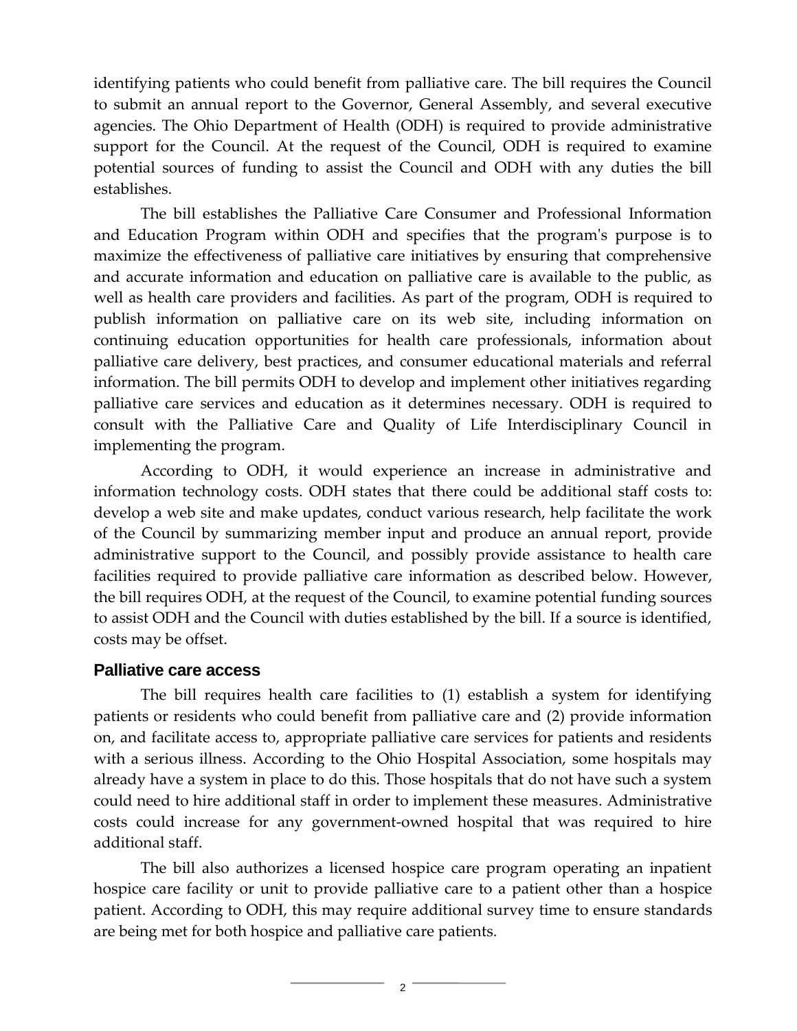identifying patients who could benefit from palliative care. The bill requires the Council to submit an annual report to the Governor, General Assembly, and several executive agencies. The Ohio Department of Health (ODH) is required to provide administrative support for the Council. At the request of the Council, ODH is required to examine potential sources of funding to assist the Council and ODH with any duties the bill establishes.

The bill establishes the Palliative Care Consumer and Professional Information and Education Program within ODH and specifies that the program's purpose is to maximize the effectiveness of palliative care initiatives by ensuring that comprehensive and accurate information and education on palliative care is available to the public, as well as health care providers and facilities. As part of the program, ODH is required to publish information on palliative care on its web site, including information on continuing education opportunities for health care professionals, information about palliative care delivery, best practices, and consumer educational materials and referral information. The bill permits ODH to develop and implement other initiatives regarding palliative care services and education as it determines necessary. ODH is required to consult with the Palliative Care and Quality of Life Interdisciplinary Council in implementing the program.

According to ODH, it would experience an increase in administrative and information technology costs. ODH states that there could be additional staff costs to: develop a web site and make updates, conduct various research, help facilitate the work of the Council by summarizing member input and produce an annual report, provide administrative support to the Council, and possibly provide assistance to health care facilities required to provide palliative care information as described below. However, the bill requires ODH, at the request of the Council, to examine potential funding sources to assist ODH and the Council with duties established by the bill. If a source is identified, costs may be offset.

### Palliative care access

The bill requires health care facilities to (1) establish a system for identifying patients or residents who could benefit from palliative care and (2) provide information on, and facilitate access to, appropriate palliative care services for patients and residents with a serious illness. According to the Ohio Hospital Association, some hospitals may already have a system in place to do this. Those hospitals that do not have such a system could need to hire additional staff in order to implement these measures. Administrative costs could increase for any government-owned hospital that was required to hire additional staff.

The bill also authorizes a licensed hospice care program operating an inpatient hospice care facility or unit to provide palliative care to a patient other than a hospice patient. According to ODH, this may require additional survey time to ensure standards are being met for both hospice and palliative care patients.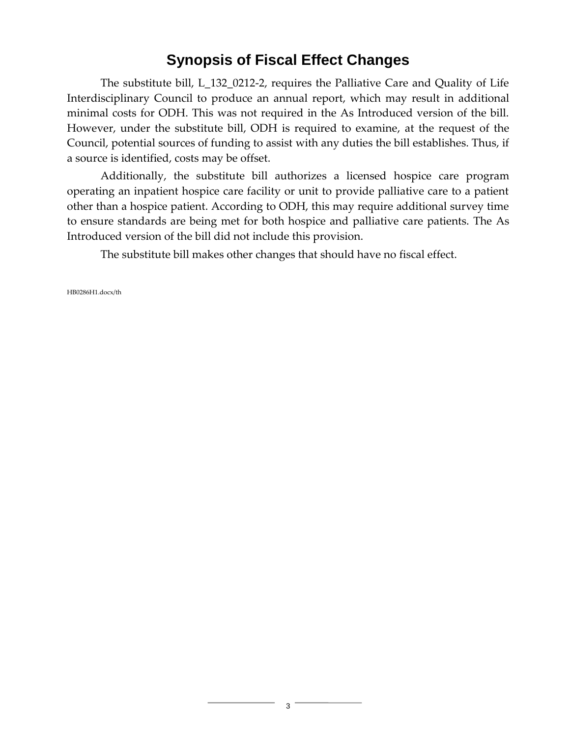## Synopsis of Fiscal Effect Changes

The substitute bill, L_132_0212-2, requires the Palliative Care and Quality of Life Interdisciplinary Council to produce an annual report, which may result in additional minimal costs for ODH. This was not required in the As Introduced version of the bill. However, under the substitute bill, ODH is required to examine, at the request of the Council, potential sources of funding to assist with any duties the bill establishes. Thus, if a source is identified, costs may be offset.

Additionally, the substitute bill authorizes a licensed hospice care program operating an inpatient hospice care facility or unit to provide palliative care to a patient other than a hospice patient. According to ODH, this may require additional survey time to ensure standards are being met for both hospice and palliative care patients. The As Introduced version of the bill did not include this provision.

The substitute bill makes other changes that should have no fiscal effect.

HB0286H1.docx/th